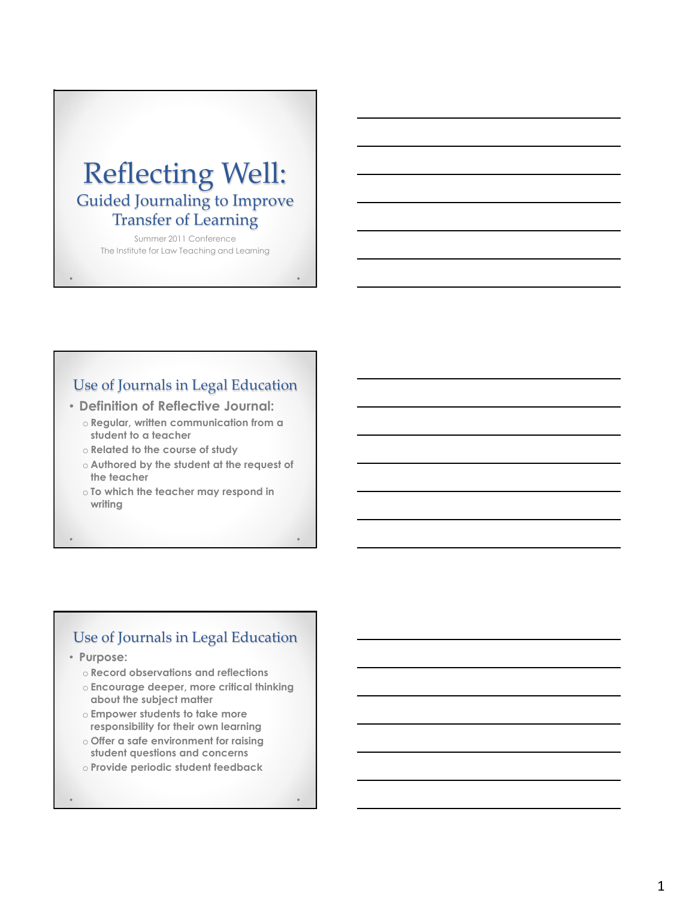# Reflecting Well:

## Guided Journaling to Improve Transfer of Learning

Summer 2011 Conference

The Institute for Law Teaching and Learning

## Use of Journals in Legal Education

- **Definition of Reflective Journal:**
  - Regular, written communication from a student to a teacher
  - Related to the course of study
  - Authored by the student at the request of the teacher
  - To which the teacher may respond in writing

## Use of Journals in Legal Education

- **Purpose:**
  - Record observations and reflections
  - Encourage deeper, more critical thinking about the subject matter
  - Empower students to take more responsibility for their own learning
  - Offer a safe environment for raising student questions and concerns
  - Provide periodic student feedback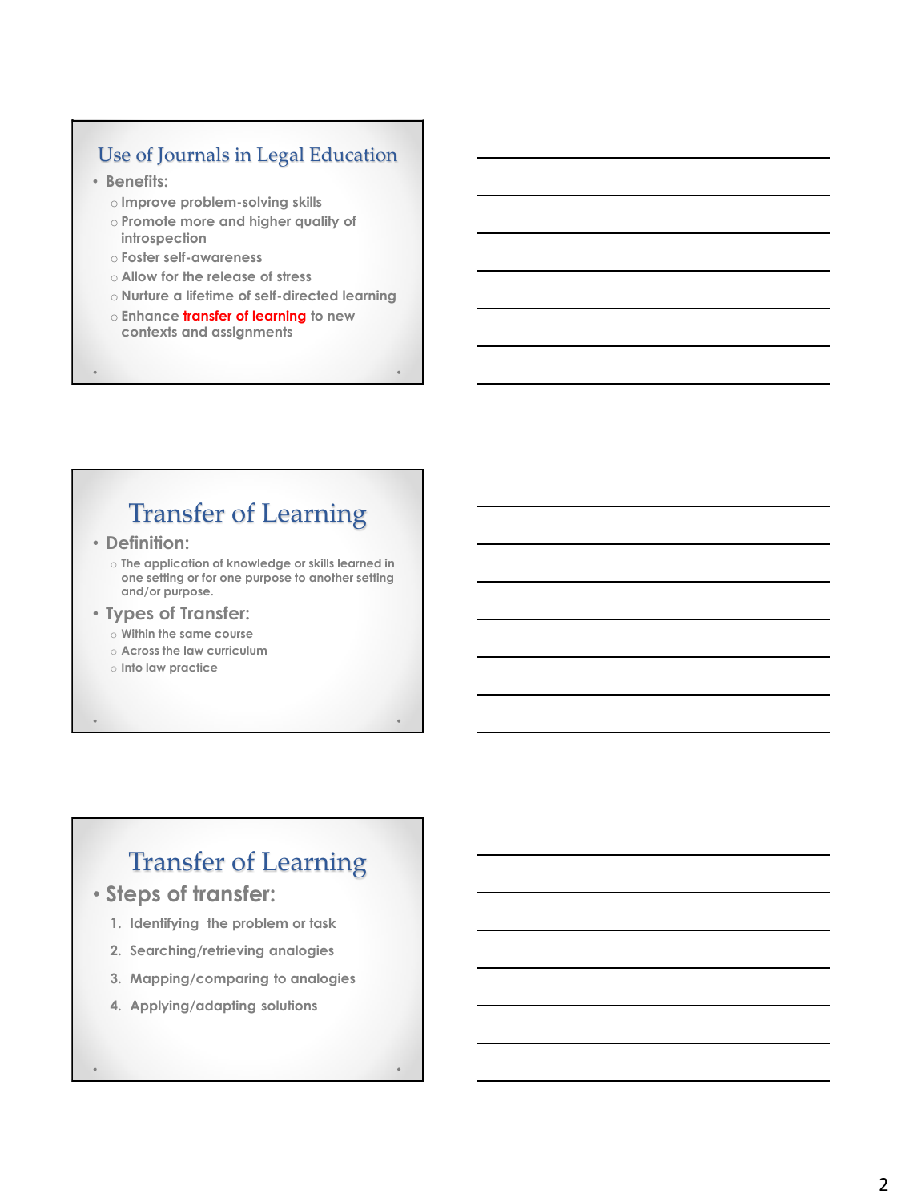## Use of Journals in Legal Education

- Benefits:
  - Improve problem-solving skills
  - Promote more and higher quality of introspection
  - Foster self-awareness
  - Allow for the release of stress
  - Nurture a lifetime of self-directed learning
  - Enhance **transfer of learning** to new contexts and assignments

## Transfer of Learning

- Definition:
  - The application of knowledge or skills learned in one setting or for one purpose to another setting and/or purpose.
- Types of Transfer:
  - Within the same course
  - Across the law curriculum
  - Into law practice

## Transfer of Learning

- Steps of transfer:
  1. Identifying the problem or task
  2. Searching/retrieving analogies
  3. Mapping/comparing to analogies
  4. Applying/adapting solutions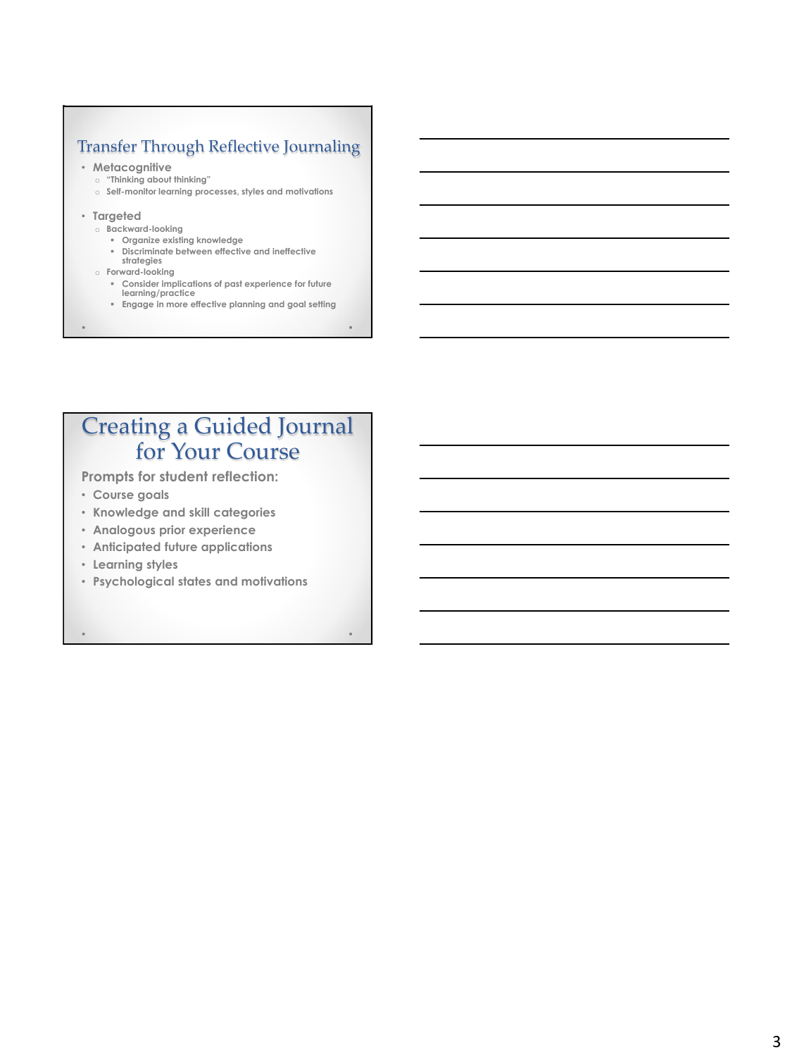## Transfer Through Reflective Journaling

- Metacognitive
  - "Thinking about thinking"
  - Self-monitor learning processes, styles and motivations
- Targeted
  - Backward-looking
    - Organize existing knowledge
    - Discriminate between effective and ineffective strategies
  - Forward-looking
    - Consider implications of past experience for future learning/practice
    - Engage in more effective planning and goal setting

## Creating a Guided Journal for Your Course

Prompts for student reflection:

- Course goals
- Knowledge and skill categories
- Analogous prior experience
- Anticipated future applications
- Learning styles
- Psychological states and motivations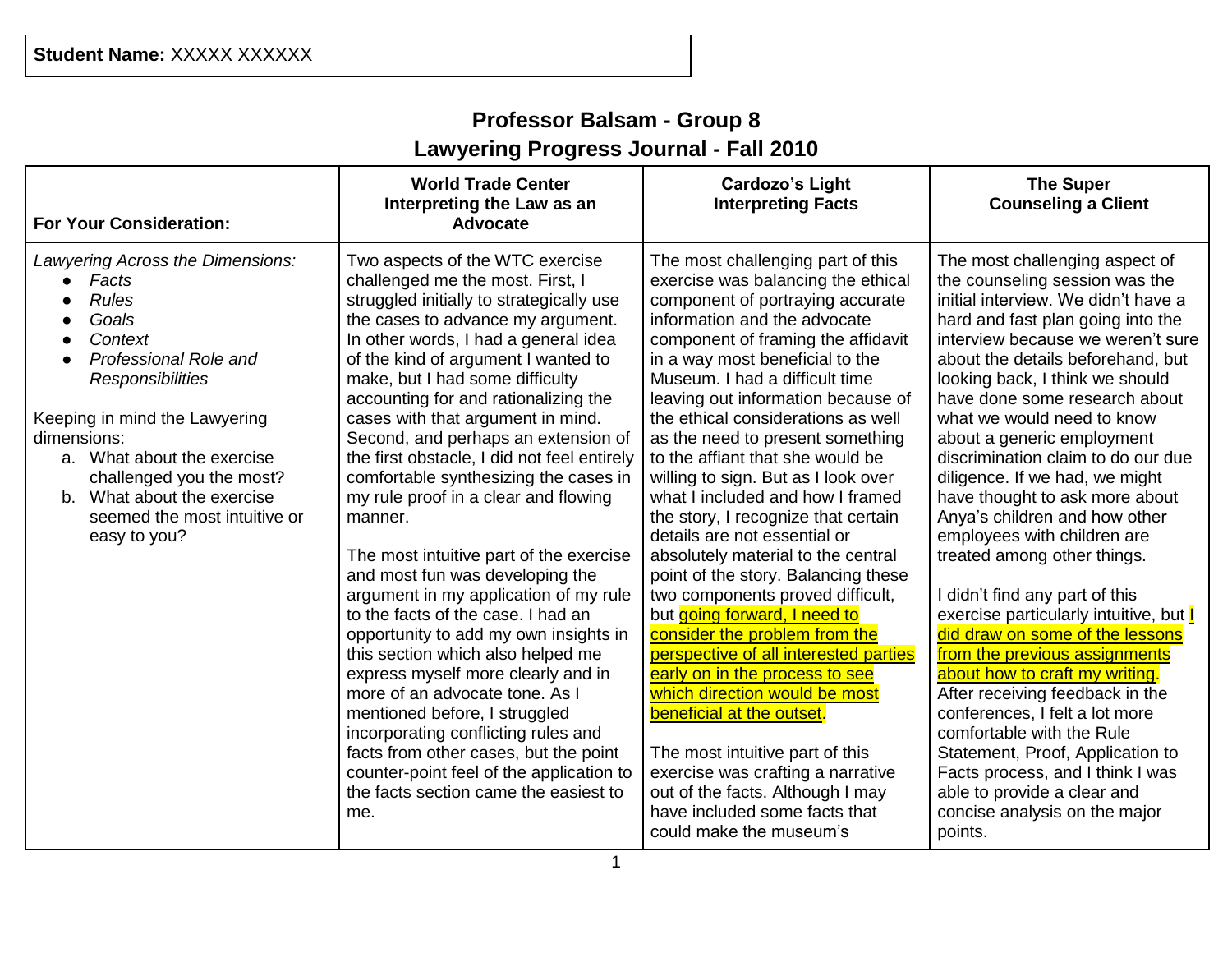**Student Name:** XXXXX XXXXXX

## Professor Balsam - Group 8
## Lawyering Progress Journal - Fall 2010

| **For Your Consideration:** | **World Trade Center Interpreting the Law as an Advocate** | **Cardozo's Light Interpreting Facts** | **The Super Counseling a Client** |
|---|---|---|---|
| *Lawyering Across the Dimensions:*<br>● *Facts*<br>● *Rules*<br>● *Goals*<br>● *Context*<br>● *Professional Role and Responsibilities*<br><br>Keeping in mind the Lawyering dimensions:<br>a. What about the exercise challenged you the most?<br>b. What about the exercise seemed the most intuitive or easy to you? | Two aspects of the WTC exercise challenged me the most. First, I struggled initially to strategically use the cases to advance my argument. In other words, I had a general idea of the kind of argument I wanted to make, but I had some difficulty accounting for and rationalizing the cases with that argument in mind. Second, and perhaps an extension of the first obstacle, I did not feel entirely comfortable synthesizing the cases in my rule proof in a clear and flowing manner.<br><br>The most intuitive part of the exercise and most fun was developing the argument in my application of my rule to the facts of the case. I had an opportunity to add my own insights in this section which also helped me express myself more clearly and in more of an advocate tone. As I mentioned before, I struggled incorporating conflicting rules and facts from other cases, but the point counter-point feel of the application to the facts section came the easiest to me. | The most challenging part of this exercise was balancing the ethical component of portraying accurate information and the advocate component of framing the affidavit in a way most beneficial to the Museum. I had a difficult time leaving out information because of the ethical considerations as well as the need to present something to the affiant that she would be willing to sign. But as I look over what I included and how I framed the story, I recognize that certain details are not essential or absolutely material to the central point of the story. Balancing these two components proved difficult, but going forward, I need to consider the problem from the perspective of all interested parties early on in the process to see which direction would be most beneficial at the outset.<br><br>The most intuitive part of this exercise was crafting a narrative out of the facts. Although I may have included some facts that could make the museum's | The most challenging aspect of the counseling session was the initial interview. We didn't have a hard and fast plan going into the interview because we weren't sure about the details beforehand, but looking back, I think we should have done some research about what we would need to know about a generic employment discrimination claim to do our due diligence. If we had, we might have thought to ask more about Anya's children and how other employees with children are treated among other things.<br><br>I didn't find any part of this exercise particularly intuitive, but I did draw on some of the lessons from the previous assignments about how to craft my writing. After receiving feedback in the conferences, I felt a lot more comfortable with the Rule Statement, Proof, Application to Facts process, and I think I was able to provide a clear and concise analysis on the major points. |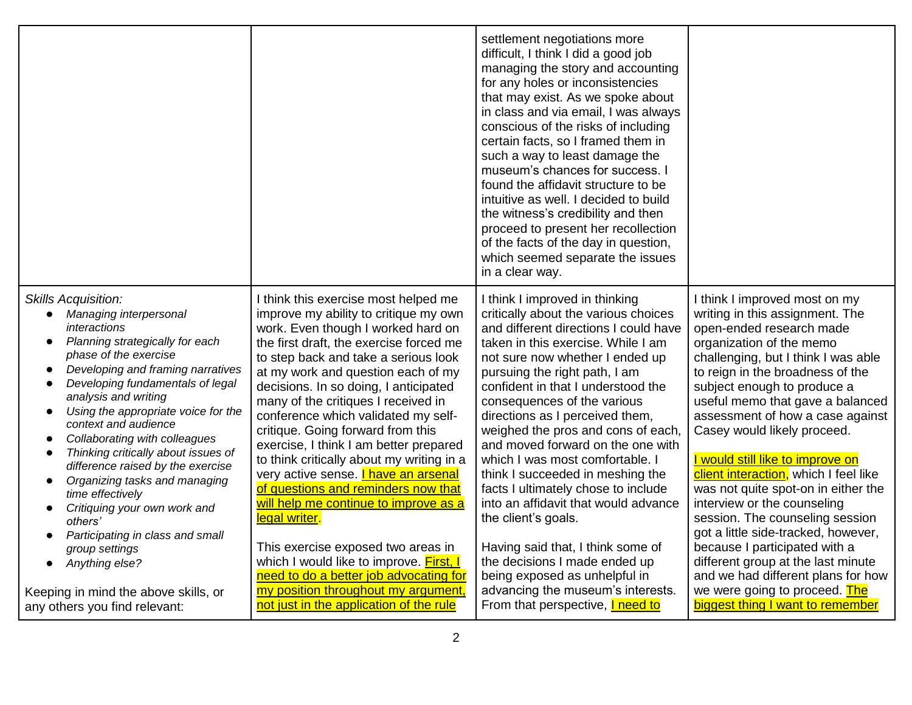| | | | |
|---|---|---|---|
| | | settlement negotiations more difficult, I think I did a good job managing the story and accounting for any holes or inconsistencies that may exist. As we spoke about in class and via email, I was always conscious of the risks of including certain facts, so I framed them in such a way to least damage the museum's chances for success. I found the affidavit structure to be intuitive as well. I decided to build the witness's credibility and then proceed to present her recollection of the facts of the day in question, which seemed separate the issues in a clear way. | |
| *Skills Acquisition:*<br>• *Managing interpersonal interactions*<br>• *Planning strategically for each phase of the exercise*<br>• *Developing and framing narratives*<br>• *Developing fundamentals of legal analysis and writing*<br>• *Using the appropriate voice for the context and audience*<br>• *Collaborating with colleagues*<br>• *Thinking critically about issues of difference raised by the exercise*<br>• *Organizing tasks and managing time effectively*<br>• *Critiquing your own work and others'*<br>• *Participating in class and small group settings*<br>• *Anything else?*<br><br>Keeping in mind the above skills, or any others you find relevant: | I think this exercise most helped me improve my ability to critique my own work. Even though I worked hard on the first draft, the exercise forced me to step back and take a serious look at my work and question each of my decisions. In so doing, I anticipated many of the critiques I received in conference which validated my self-critique. Going forward from this exercise, I think I am better prepared to think critically about my writing in a very active sense. I have an arsenal of questions and reminders now that will help me continue to improve as a legal writer.<br><br>This exercise exposed two areas in which I would like to improve. First, I need to do a better job advocating for my position throughout my argument, not just in the application of the rule | I think I improved in thinking critically about the various choices and different directions I could have taken in this exercise. While I am not sure now whether I ended up pursuing the right path, I am confident in that I understood the consequences of the various directions as I perceived them, weighed the pros and cons of each, and moved forward on the one with which I was most comfortable. I think I succeeded in meshing the facts I ultimately chose to include into an affidavit that would advance the client's goals.<br><br>Having said that, I think some of the decisions I made ended up being exposed as unhelpful in advancing the museum's interests. From that perspective, I need to | I think I improved most on my writing in this assignment. The open-ended research made organization of the memo challenging, but I think I was able to reign in the broadness of the subject enough to produce a useful memo that gave a balanced assessment of how a case against Casey would likely proceed.<br><br>I would still like to improve on client interaction, which I feel like was not quite spot-on in either the interview or the counseling session. The counseling session got a little side-tracked, however, because I participated with a different group at the last minute and we had different plans for how we were going to proceed. The biggest thing I want to remember |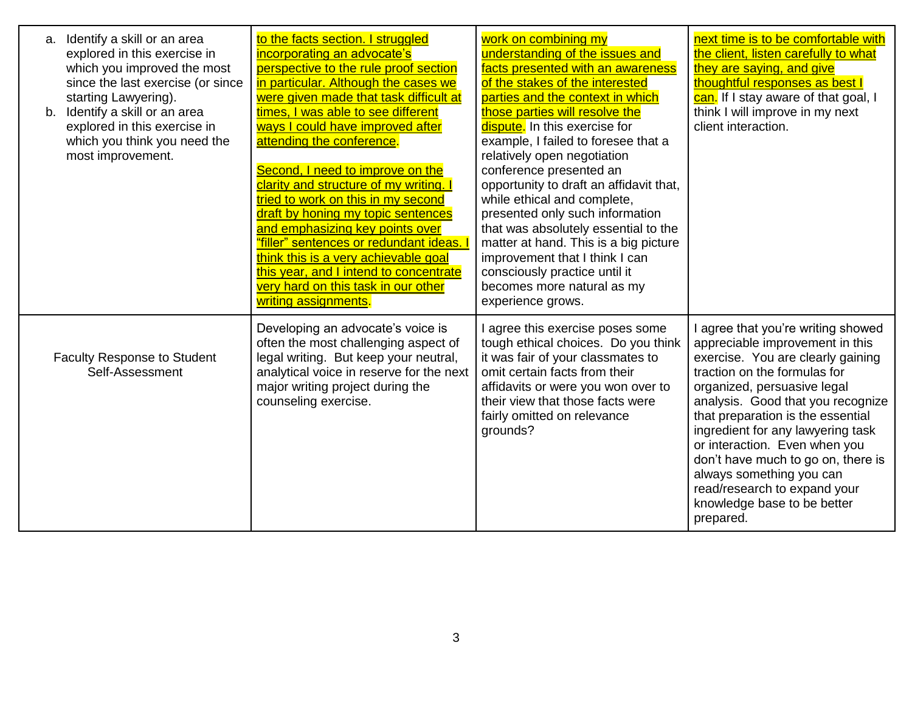| a. Identify a skill or an area explored in this exercise in which you improved the most since the last exercise (or since starting Lawyering).<br>b. Identify a skill or an area explored in this exercise in which you think you need the most improvement. | to the facts section. I struggled incorporating an advocate's perspective to the rule proof section in particular. Although the cases we were given made that task difficult at times, I was able to see different ways I could have improved after attending the conference.<br><br>Second, I need to improve on the clarity and structure of my writing. I tried to work on this in my second draft by honing my topic sentences and emphasizing key points over "filler" sentences or redundant ideas. I think this is a very achievable goal this year, and I intend to concentrate very hard on this task in our other writing assignments. | work on combining my understanding of the issues and facts presented with an awareness of the stakes of the interested parties and the context in which those parties will resolve the dispute. In this exercise for example, I failed to foresee that a relatively open negotiation conference presented an opportunity to draft an affidavit that, while ethical and complete, presented only such information that was absolutely essential to the matter at hand. This is a big picture improvement that I think I can consciously practice until it becomes more natural as my experience grows. | next time is to be comfortable with the client, listen carefully to what they are saying, and give thoughtful responses as best I can. If I stay aware of that goal, I think I will improve in my next client interaction. |
|---|---|---|---|
| Faculty Response to Student Self-Assessment | Developing an advocate's voice is often the most challenging aspect of legal writing. But keep your neutral, analytical voice in reserve for the next major writing project during the counseling exercise. | I agree this exercise poses some tough ethical choices. Do you think it was fair of your classmates to omit certain facts from their affidavits or were you won over to their view that those facts were fairly omitted on relevance grounds? | I agree that you're writing showed appreciable improvement in this exercise. You are clearly gaining traction on the formulas for organized, persuasive legal analysis. Good that you recognize that preparation is the essential ingredient for any lawyering task or interaction. Even when you don't have much to go on, there is always something you can read/research to expand your knowledge base to be better prepared. |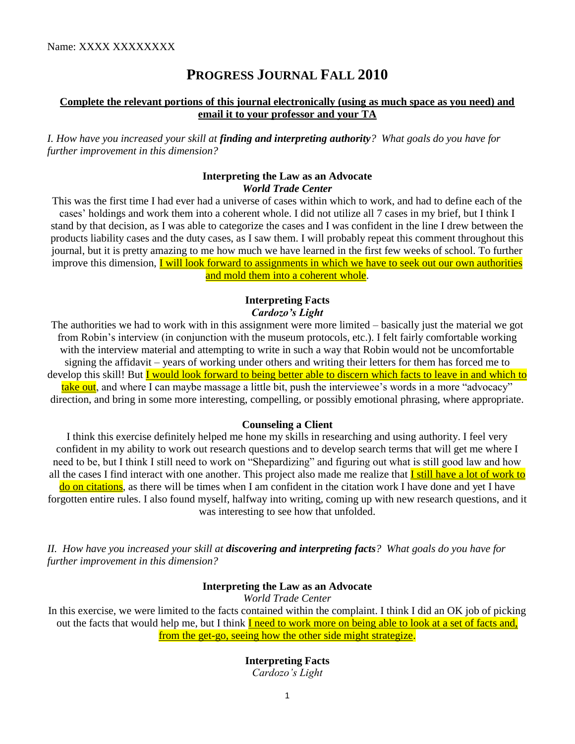Name: XXXX XXXXXXXX

# PROGRESS JOURNAL FALL 2010

**Complete the relevant portions of this journal electronically (using as much space as you need) and email it to your professor and your TA**

*I. How have you increased your skill at **finding and interpreting authority**? What goals do you have for further improvement in this dimension?*

### Interpreting the Law as an Advocate
***World Trade Center***

This was the first time I had ever had a universe of cases within which to work, and had to define each of the cases' holdings and work them into a coherent whole. I did not utilize all 7 cases in my brief, but I think I stand by that decision, as I was able to categorize the cases and I was confident in the line I drew between the products liability cases and the duty cases, as I saw them. I will probably repeat this comment throughout this journal, but it is pretty amazing to me how much we have learned in the first few weeks of school. To further improve this dimension, I will look forward to assignments in which we have to seek out our own authorities and mold them into a coherent whole.

### Interpreting Facts
***Cardozo's Light***

The authorities we had to work with in this assignment were more limited – basically just the material we got from Robin's interview (in conjunction with the museum protocols, etc.). I felt fairly comfortable working with the interview material and attempting to write in such a way that Robin would not be uncomfortable signing the affidavit – years of working under others and writing their letters for them has forced me to develop this skill! But I would look forward to being better able to discern which facts to leave in and which to take out, and where I can maybe massage a little bit, push the interviewee's words in a more "advocacy" direction, and bring in some more interesting, compelling, or possibly emotional phrasing, where appropriate.

### Counseling a Client

I think this exercise definitely helped me hone my skills in researching and using authority. I feel very confident in my ability to work out research questions and to develop search terms that will get me where I need to be, but I think I still need to work on "Shepardizing" and figuring out what is still good law and how all the cases I find interact with one another. This project also made me realize that I still have a lot of work to do on citations, as there will be times when I am confident in the citation work I have done and yet I have forgotten entire rules. I also found myself, halfway into writing, coming up with new research questions, and it was interesting to see how that unfolded.

*II. How have you increased your skill at **discovering and interpreting facts**? What goals do you have for further improvement in this dimension?*

### Interpreting the Law as an Advocate
*World Trade Center*

In this exercise, we were limited to the facts contained within the complaint. I think I did an OK job of picking out the facts that would help me, but I think I need to work more on being able to look at a set of facts and, from the get-go, seeing how the other side might strategize.

### Interpreting Facts
*Cardozo's Light*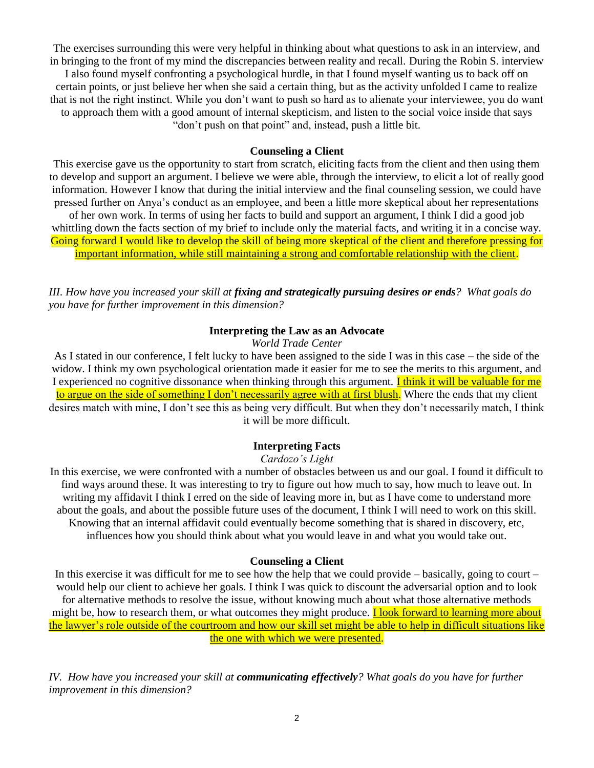The exercises surrounding this were very helpful in thinking about what questions to ask in an interview, and in bringing to the front of my mind the discrepancies between reality and recall. During the Robin S. interview I also found myself confronting a psychological hurdle, in that I found myself wanting us to back off on certain points, or just believe her when she said a certain thing, but as the activity unfolded I came to realize that is not the right instinct. While you don't want to push so hard as to alienate your interviewee, you do want to approach them with a good amount of internal skepticism, and listen to the social voice inside that says "don't push on that point" and, instead, push a little bit.

**Counseling a Client**

This exercise gave us the opportunity to start from scratch, eliciting facts from the client and then using them to develop and support an argument. I believe we were able, through the interview, to elicit a lot of really good information. However I know that during the initial interview and the final counseling session, we could have pressed further on Anya's conduct as an employee, and been a little more skeptical about her representations of her own work. In terms of using her facts to build and support an argument, I think I did a good job whittling down the facts section of my brief to include only the material facts, and writing it in a concise way. Going forward I would like to develop the skill of being more skeptical of the client and therefore pressing for important information, while still maintaining a strong and comfortable relationship with the client.

*III. How have you increased your skill at* ***fixing and strategically pursuing desires or ends****? What goals do you have for further improvement in this dimension?*

**Interpreting the Law as an Advocate**

*World Trade Center*

As I stated in our conference, I felt lucky to have been assigned to the side I was in this case – the side of the widow. I think my own psychological orientation made it easier for me to see the merits to this argument, and I experienced no cognitive dissonance when thinking through this argument. I think it will be valuable for me to argue on the side of something I don't necessarily agree with at first blush. Where the ends that my client desires match with mine, I don't see this as being very difficult. But when they don't necessarily match, I think it will be more difficult.

**Interpreting Facts**

*Cardozo's Light*

In this exercise, we were confronted with a number of obstacles between us and our goal. I found it difficult to find ways around these. It was interesting to try to figure out how much to say, how much to leave out. In writing my affidavit I think I erred on the side of leaving more in, but as I have come to understand more about the goals, and about the possible future uses of the document, I think I will need to work on this skill. Knowing that an internal affidavit could eventually become something that is shared in discovery, etc, influences how you should think about what you would leave in and what you would take out.

**Counseling a Client**

In this exercise it was difficult for me to see how the help that we could provide – basically, going to court – would help our client to achieve her goals. I think I was quick to discount the adversarial option and to look for alternative methods to resolve the issue, without knowing much about what those alternative methods might be, how to research them, or what outcomes they might produce. I look forward to learning more about the lawyer's role outside of the courtroom and how our skill set might be able to help in difficult situations like the one with which we were presented.

*IV. How have you increased your skill at* ***communicating effectively****? What goals do you have for further improvement in this dimension?*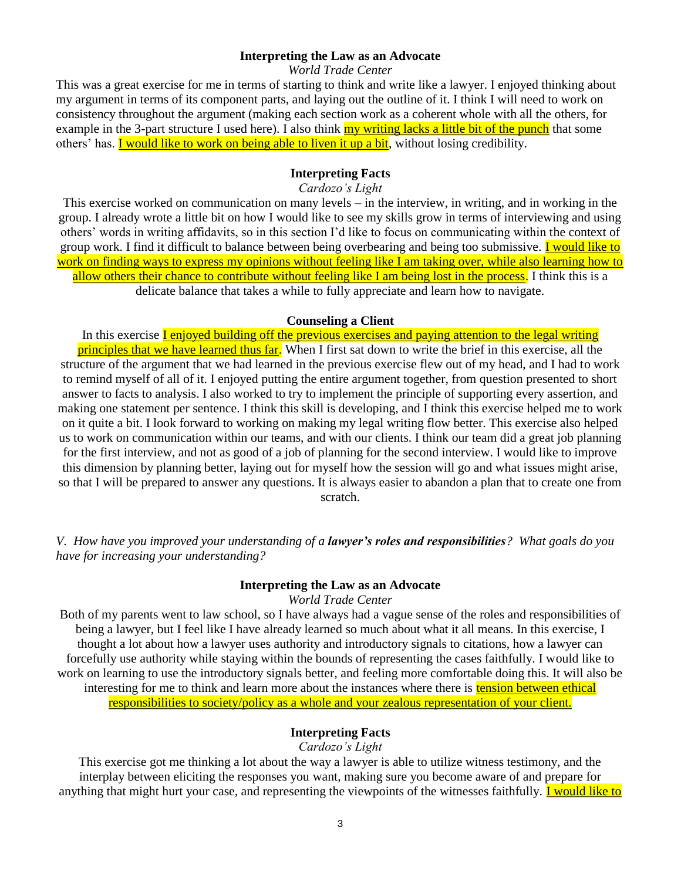**Interpreting the Law as an Advocate**

*World Trade Center*

This was a great exercise for me in terms of starting to think and write like a lawyer. I enjoyed thinking about my argument in terms of its component parts, and laying out the outline of it. I think I will need to work on consistency throughout the argument (making each section work as a coherent whole with all the others, for example in the 3-part structure I used here). I also think my writing lacks a little bit of the punch that some others' has. I would like to work on being able to liven it up a bit, without losing credibility.

**Interpreting Facts**

*Cardozo's Light*

This exercise worked on communication on many levels – in the interview, in writing, and in working in the group. I already wrote a little bit on how I would like to see my skills grow in terms of interviewing and using others' words in writing affidavits, so in this section I'd like to focus on communicating within the context of group work. I find it difficult to balance between being overbearing and being too submissive. I would like to work on finding ways to express my opinions without feeling like I am taking over, while also learning how to allow others their chance to contribute without feeling like I am being lost in the process. I think this is a delicate balance that takes a while to fully appreciate and learn how to navigate.

**Counseling a Client**

In this exercise I enjoyed building off the previous exercises and paying attention to the legal writing principles that we have learned thus far. When I first sat down to write the brief in this exercise, all the structure of the argument that we had learned in the previous exercise flew out of my head, and I had to work to remind myself of all of it. I enjoyed putting the entire argument together, from question presented to short answer to facts to analysis. I also worked to try to implement the principle of supporting every assertion, and making one statement per sentence. I think this skill is developing, and I think this exercise helped me to work on it quite a bit. I look forward to working on making my legal writing flow better. This exercise also helped us to work on communication within our teams, and with our clients. I think our team did a great job planning for the first interview, and not as good of a job of planning for the second interview. I would like to improve this dimension by planning better, laying out for myself how the session will go and what issues might arise, so that I will be prepared to answer any questions. It is always easier to abandon a plan that to create one from scratch.

*V. How have you improved your understanding of a **lawyer's roles and responsibilities**? What goals do you have for increasing your understanding?*

**Interpreting the Law as an Advocate**

*World Trade Center*

Both of my parents went to law school, so I have always had a vague sense of the roles and responsibilities of being a lawyer, but I feel like I have already learned so much about what it all means. In this exercise, I thought a lot about how a lawyer uses authority and introductory signals to citations, how a lawyer can forcefully use authority while staying within the bounds of representing the cases faithfully. I would like to work on learning to use the introductory signals better, and feeling more comfortable doing this. It will also be interesting for me to think and learn more about the instances where there is tension between ethical responsibilities to society/policy as a whole and your zealous representation of your client.

**Interpreting Facts**

*Cardozo's Light*

This exercise got me thinking a lot about the way a lawyer is able to utilize witness testimony, and the interplay between eliciting the responses you want, making sure you become aware of and prepare for anything that might hurt your case, and representing the viewpoints of the witnesses faithfully. I would like to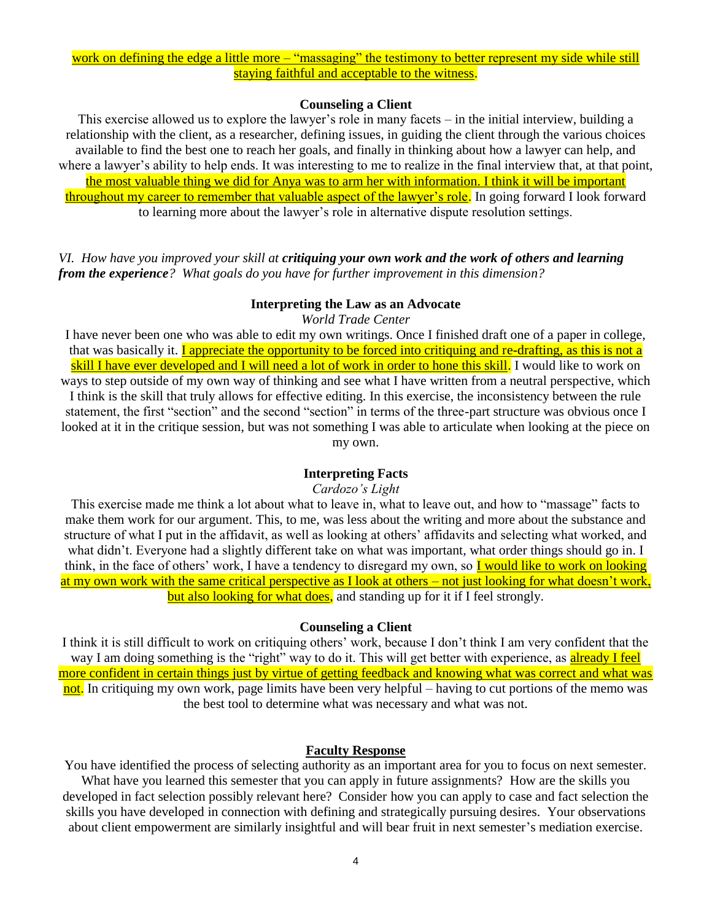work on defining the edge a little more – "massaging" the testimony to better represent my side while still staying faithful and acceptable to the witness.

**Counseling a Client**

This exercise allowed us to explore the lawyer's role in many facets – in the initial interview, building a relationship with the client, as a researcher, defining issues, in guiding the client through the various choices available to find the best one to reach her goals, and finally in thinking about how a lawyer can help, and where a lawyer's ability to help ends. It was interesting to me to realize in the final interview that, at that point, the most valuable thing we did for Anya was to arm her with information. I think it will be important throughout my career to remember that valuable aspect of the lawyer's role. In going forward I look forward to learning more about the lawyer's role in alternative dispute resolution settings.

*VI. How have you improved your skill at **critiquing your own work and the work of others and learning from the experience**? What goals do you have for further improvement in this dimension?*

**Interpreting the Law as an Advocate**

*World Trade Center*

I have never been one who was able to edit my own writings. Once I finished draft one of a paper in college, that was basically it. I appreciate the opportunity to be forced into critiquing and re-drafting, as this is not a skill I have ever developed and I will need a lot of work in order to hone this skill. I would like to work on ways to step outside of my own way of thinking and see what I have written from a neutral perspective, which I think is the skill that truly allows for effective editing. In this exercise, the inconsistency between the rule statement, the first "section" and the second "section" in terms of the three-part structure was obvious once I looked at it in the critique session, but was not something I was able to articulate when looking at the piece on my own.

**Interpreting Facts**

*Cardozo's Light*

This exercise made me think a lot about what to leave in, what to leave out, and how to "massage" facts to make them work for our argument. This, to me, was less about the writing and more about the substance and structure of what I put in the affidavit, as well as looking at others' affidavits and selecting what worked, and what didn't. Everyone had a slightly different take on what was important, what order things should go in. I think, in the face of others' work, I have a tendency to disregard my own, so I would like to work on looking at my own work with the same critical perspective as I look at others – not just looking for what doesn't work, but also looking for what does, and standing up for it if I feel strongly.

**Counseling a Client**

I think it is still difficult to work on critiquing others' work, because I don't think I am very confident that the way I am doing something is the "right" way to do it. This will get better with experience, as already I feel more confident in certain things just by virtue of getting feedback and knowing what was correct and what was not. In critiquing my own work, page limits have been very helpful – having to cut portions of the memo was the best tool to determine what was necessary and what was not.

**Faculty Response**

You have identified the process of selecting authority as an important area for you to focus on next semester. What have you learned this semester that you can apply in future assignments? How are the skills you developed in fact selection possibly relevant here? Consider how you can apply to case and fact selection the skills you have developed in connection with defining and strategically pursuing desires. Your observations about client empowerment are similarly insightful and will bear fruit in next semester's mediation exercise.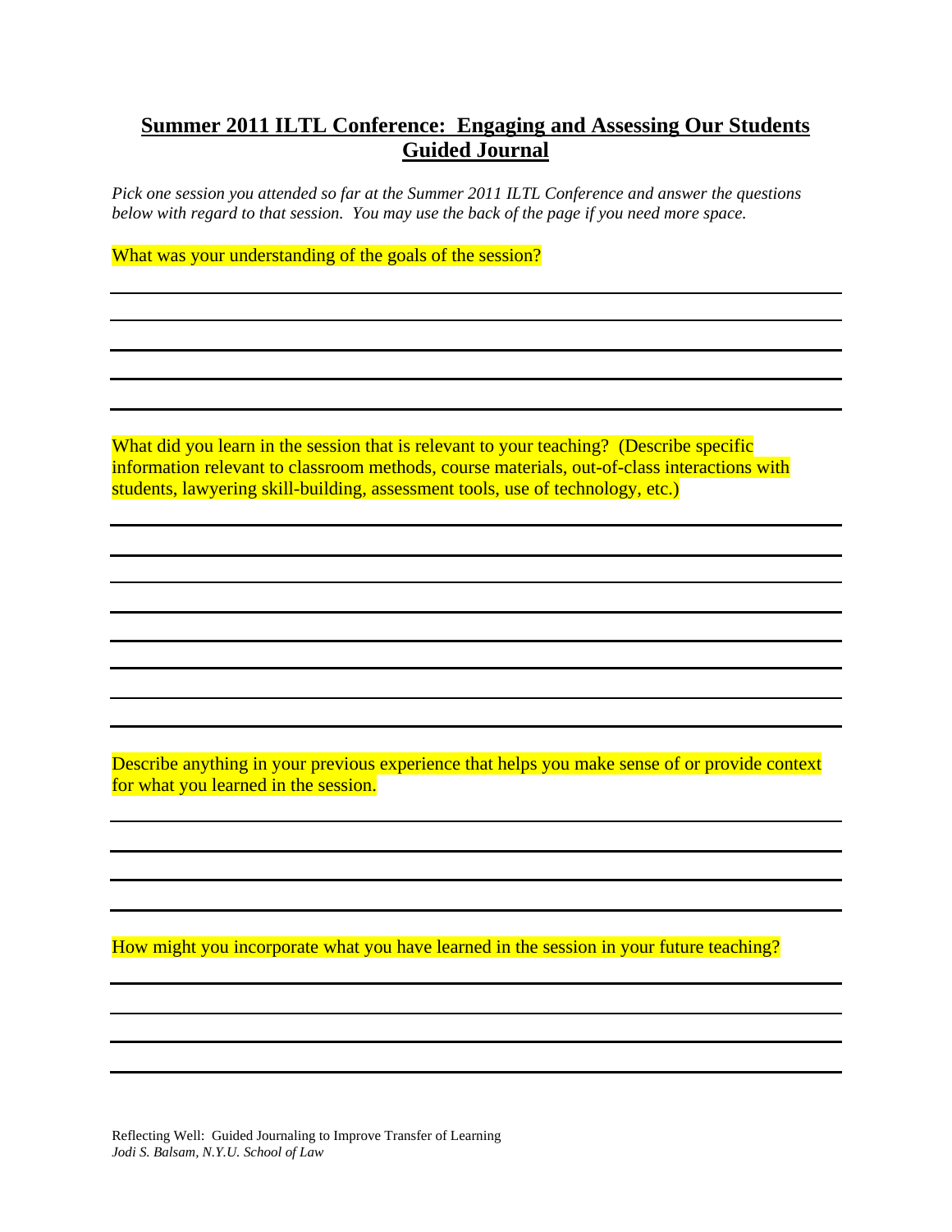# Summer 2011 ILTL Conference: Engaging and Assessing Our Students
# Guided Journal

*Pick one session you attended so far at the Summer 2011 ILTL Conference and answer the questions below with regard to that session. You may use the back of the page if you need more space.*

What was your understanding of the goals of the session?

What did you learn in the session that is relevant to your teaching? (Describe specific information relevant to classroom methods, course materials, out-of-class interactions with students, lawyering skill-building, assessment tools, use of technology, etc.)

Describe anything in your previous experience that helps you make sense of or provide context for what you learned in the session.

How might you incorporate what you have learned in the session in your future teaching?

Reflecting Well: Guided Journaling to Improve Transfer of Learning
*Jodi S. Balsam, N.Y.U. School of Law*